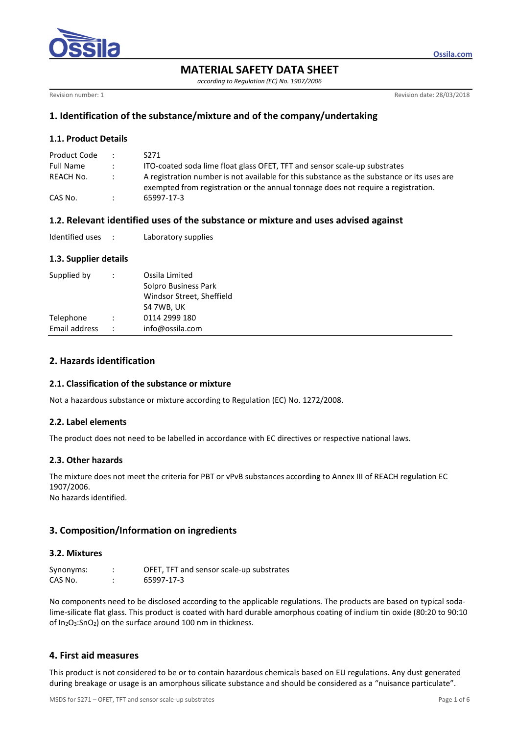# MATERIAL SAFETY DATA SHEET

*according to Regulation (EC) No. 1907/2006*

Revision number: 1

Revision date: 28/03/2018

## 1. Identification of the substance/mixture and of the company/undertaking

### 1.1. Product Details

| | | |
|---|---|---|
| Product Code | : | S271 |
| Full Name | : | ITO-coated soda lime float glass OFET, TFT and sensor scale-up substrates |
| REACH No. | : | A registration number is not available for this substance as the substance or its uses are exempted from registration or the annual tonnage does not require a registration. |
| CAS No. | : | 65997-17-3 |

### 1.2. Relevant identified uses of the substance or mixture and uses advised against

| | | |
|---|---|---|
| Identified uses | : | Laboratory supplies |

### 1.3. Supplier details

| | | |
|---|---|---|
| Supplied by | : | Ossila Limited<br>Solpro Business Park<br>Windsor Street, Sheffield<br>S4 7WB, UK |
| Telephone | : | 0114 2999 180 |
| Email address | : | info@ossila.com |

## 2. Hazards identification

### 2.1. Classification of the substance or mixture

Not a hazardous substance or mixture according to Regulation (EC) No. 1272/2008.

### 2.2. Label elements

The product does not need to be labelled in accordance with EC directives or respective national laws.

### 2.3. Other hazards

The mixture does not meet the criteria for PBT or vPvB substances according to Annex III of REACH regulation EC 1907/2006.
No hazards identified.

## 3. Composition/Information on ingredients

### 3.2. Mixtures

| | | |
|---|---|---|
| Synonyms: | : | OFET, TFT and sensor scale-up substrates |
| CAS No. | : | 65997-17-3 |

No components need to be disclosed according to the applicable regulations. The products are based on typical soda-lime-silicate flat glass. This product is coated with hard durable amorphous coating of indium tin oxide (80:20 to 90:10 of $In_2O_3$:$SnO_2$) on the surface around 100 nm in thickness.

## 4. First aid measures

This product is not considered to be or to contain hazardous chemicals based on EU regulations. Any dust generated during breakage or usage is an amorphous silicate substance and should be considered as a "nuisance particulate".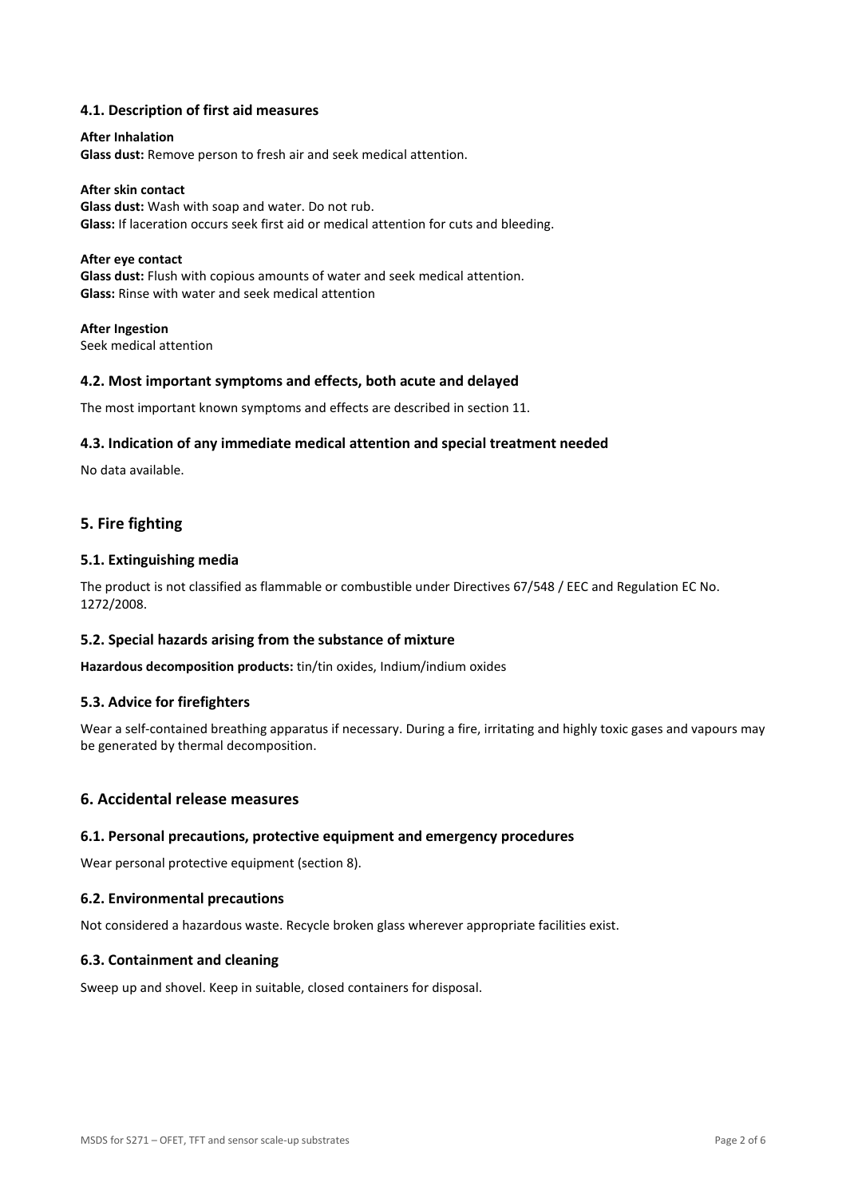### 4.1. Description of first aid measures

**After Inhalation**
**Glass dust:** Remove person to fresh air and seek medical attention.

**After skin contact**
**Glass dust:** Wash with soap and water. Do not rub.
**Glass:** If laceration occurs seek first aid or medical attention for cuts and bleeding.

**After eye contact**
**Glass dust:** Flush with copious amounts of water and seek medical attention.
**Glass:** Rinse with water and seek medical attention

**After Ingestion**
Seek medical attention

### 4.2. Most important symptoms and effects, both acute and delayed

The most important known symptoms and effects are described in section 11.

### 4.3. Indication of any immediate medical attention and special treatment needed

No data available.

## 5. Fire fighting

### 5.1. Extinguishing media

The product is not classified as flammable or combustible under Directives 67/548 / EEC and Regulation EC No. 1272/2008.

### 5.2. Special hazards arising from the substance of mixture

**Hazardous decomposition products:** tin/tin oxides, Indium/indium oxides

### 5.3. Advice for firefighters

Wear a self-contained breathing apparatus if necessary. During a fire, irritating and highly toxic gases and vapours may be generated by thermal decomposition.

## 6. Accidental release measures

### 6.1. Personal precautions, protective equipment and emergency procedures

Wear personal protective equipment (section 8).

### 6.2. Environmental precautions

Not considered a hazardous waste. Recycle broken glass wherever appropriate facilities exist.

### 6.3. Containment and cleaning

Sweep up and shovel. Keep in suitable, closed containers for disposal.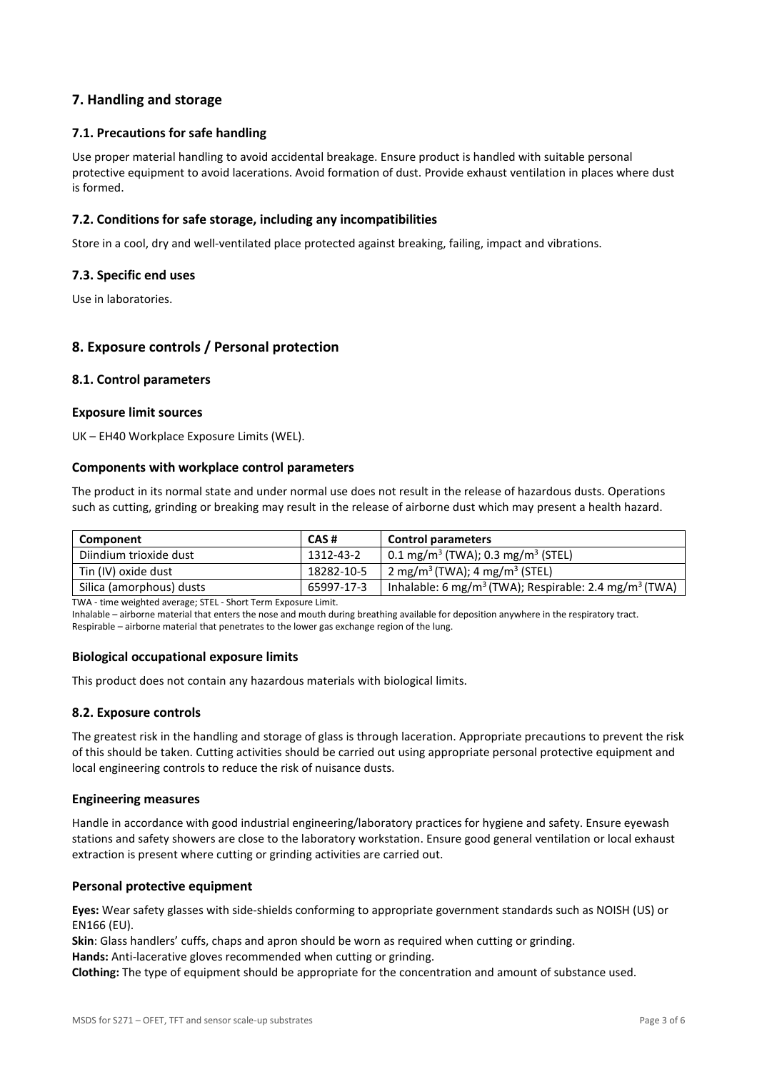## 7. Handling and storage

### 7.1. Precautions for safe handling

Use proper material handling to avoid accidental breakage. Ensure product is handled with suitable personal protective equipment to avoid lacerations. Avoid formation of dust. Provide exhaust ventilation in places where dust is formed.

### 7.2. Conditions for safe storage, including any incompatibilities

Store in a cool, dry and well-ventilated place protected against breaking, failing, impact and vibrations.

### 7.3. Specific end uses

Use in laboratories.

## 8. Exposure controls / Personal protection

### 8.1. Control parameters

#### Exposure limit sources

UK – EH40 Workplace Exposure Limits (WEL).

#### Components with workplace control parameters

The product in its normal state and under normal use does not result in the release of hazardous dusts. Operations such as cutting, grinding or breaking may result in the release of airborne dust which may present a health hazard.

| Component | CAS # | Control parameters |
|---|---|---|
| Diindium trioxide dust | 1312-43-2 | 0.1 $mg/m^3$ (TWA); 0.3 $mg/m^3$ (STEL) |
| Tin (IV) oxide dust | 18282-10-5 | 2 $mg/m^3$ (TWA); 4 $mg/m^3$ (STEL) |
| Silica (amorphous) dusts | 65997-17-3 | Inhalable: 6 $mg/m^3$ (TWA); Respirable: 2.4 $mg/m^3$ (TWA) |

TWA - time weighted average; STEL - Short Term Exposure Limit.
Inhalable – airborne material that enters the nose and mouth during breathing available for deposition anywhere in the respiratory tract.
Respirable – airborne material that penetrates to the lower gas exchange region of the lung.

#### Biological occupational exposure limits

This product does not contain any hazardous materials with biological limits.

### 8.2. Exposure controls

The greatest risk in the handling and storage of glass is through laceration. Appropriate precautions to prevent the risk of this should be taken. Cutting activities should be carried out using appropriate personal protective equipment and local engineering controls to reduce the risk of nuisance dusts.

#### Engineering measures

Handle in accordance with good industrial engineering/laboratory practices for hygiene and safety. Ensure eyewash stations and safety showers are close to the laboratory workstation. Ensure good general ventilation or local exhaust extraction is present where cutting or grinding activities are carried out.

#### Personal protective equipment

**Eyes:** Wear safety glasses with side-shields conforming to appropriate government standards such as NOISH (US) or EN166 (EU).
**Skin**: Glass handlers' cuffs, chaps and apron should be worn as required when cutting or grinding.
**Hands:** Anti-lacerative gloves recommended when cutting or grinding.
**Clothing:** The type of equipment should be appropriate for the concentration and amount of substance used.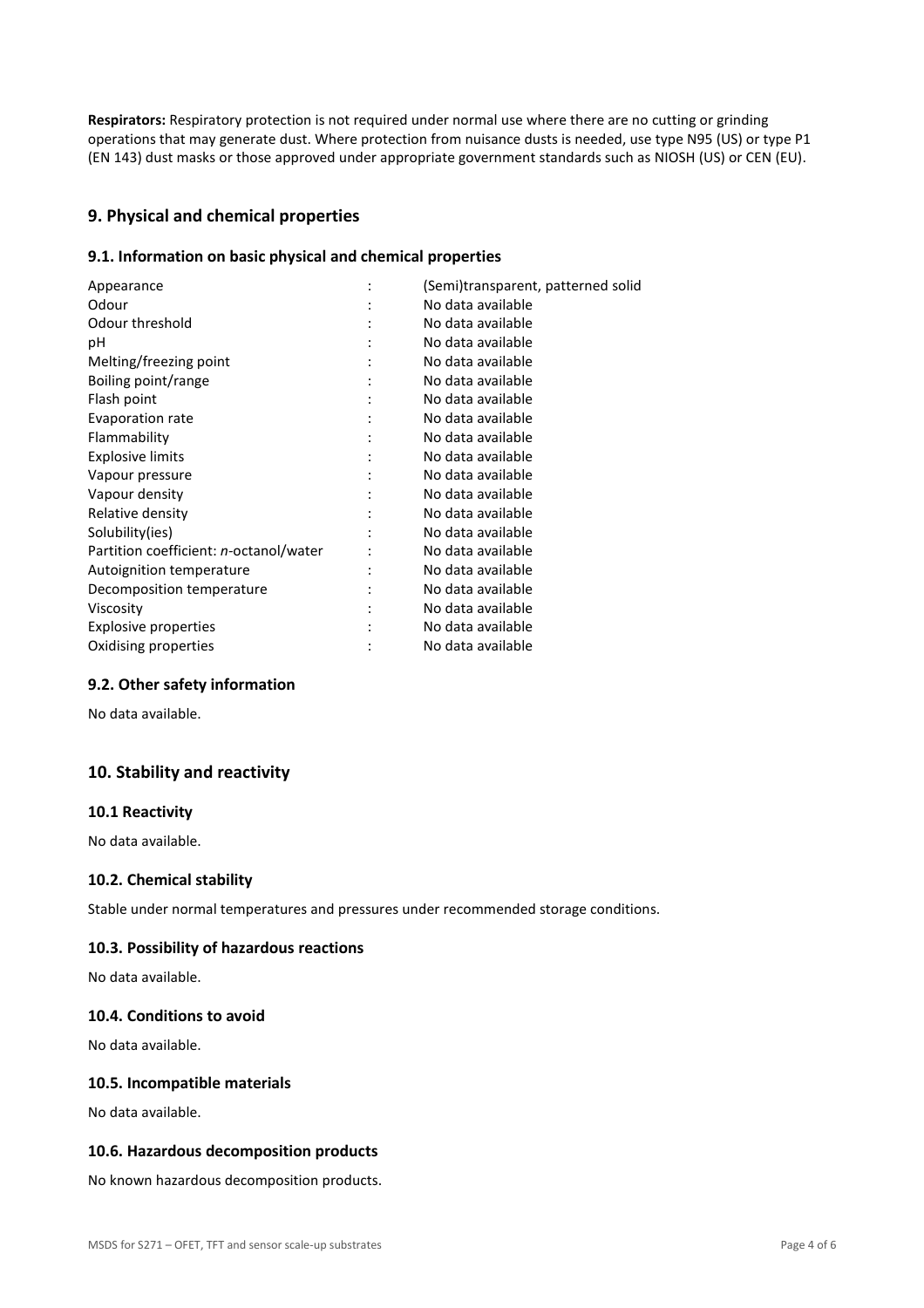**Respirators:** Respiratory protection is not required under normal use where there are no cutting or grinding operations that may generate dust. Where protection from nuisance dusts is needed, use type N95 (US) or type P1 (EN 143) dust masks or those approved under appropriate government standards such as NIOSH (US) or CEN (EU).

## 9. Physical and chemical properties

### 9.1. Information on basic physical and chemical properties

| | | |
|---|---|---|
| Appearance | : | (Semi)transparent, patterned solid |
| Odour | : | No data available |
| Odour threshold | : | No data available |
| pH | : | No data available |
| Melting/freezing point | : | No data available |
| Boiling point/range | : | No data available |
| Flash point | : | No data available |
| Evaporation rate | : | No data available |
| Flammability | : | No data available |
| Explosive limits | : | No data available |
| Vapour pressure | : | No data available |
| Vapour density | : | No data available |
| Relative density | : | No data available |
| Solubility(ies) | : | No data available |
| Partition coefficient: *n*-octanol/water | : | No data available |
| Autoignition temperature | : | No data available |
| Decomposition temperature | : | No data available |
| Viscosity | : | No data available |
| Explosive properties | : | No data available |
| Oxidising properties | : | No data available |

### 9.2. Other safety information

No data available.

## 10. Stability and reactivity

### 10.1 Reactivity

No data available.

### 10.2. Chemical stability

Stable under normal temperatures and pressures under recommended storage conditions.

### 10.3. Possibility of hazardous reactions

No data available.

### 10.4. Conditions to avoid

No data available.

### 10.5. Incompatible materials

No data available.

### 10.6. Hazardous decomposition products

No known hazardous decomposition products.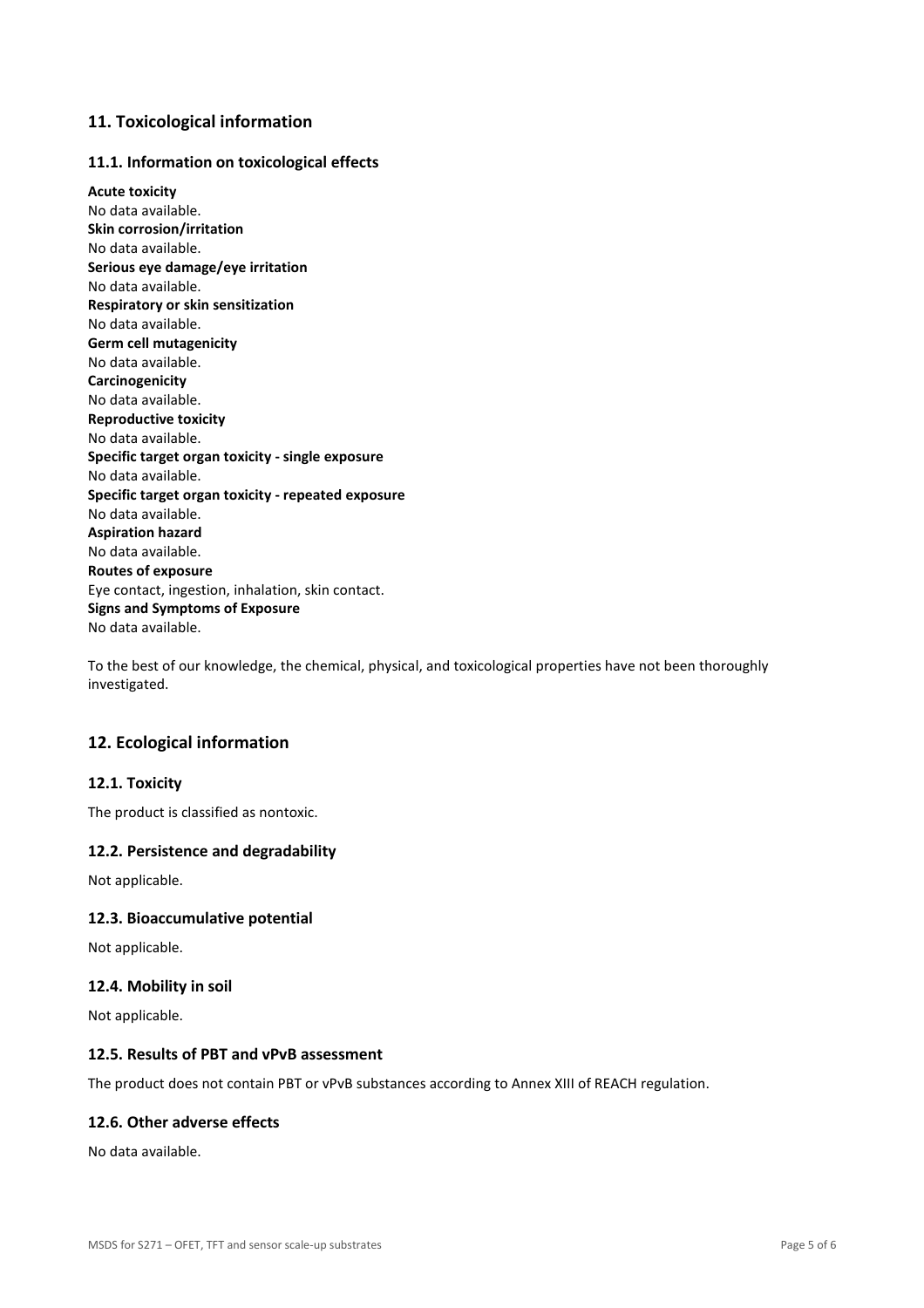## 11. Toxicological information

### 11.1. Information on toxicological effects

**Acute toxicity**
No data available.
**Skin corrosion/irritation**
No data available.
**Serious eye damage/eye irritation**
No data available.
**Respiratory or skin sensitization**
No data available.
**Germ cell mutagenicity**
No data available.
**Carcinogenicity**
No data available.
**Reproductive toxicity**
No data available.
**Specific target organ toxicity - single exposure**
No data available.
**Specific target organ toxicity - repeated exposure**
No data available.
**Aspiration hazard**
No data available.
**Routes of exposure**
Eye contact, ingestion, inhalation, skin contact.
**Signs and Symptoms of Exposure**
No data available.

To the best of our knowledge, the chemical, physical, and toxicological properties have not been thoroughly investigated.

## 12. Ecological information

### 12.1. Toxicity

The product is classified as nontoxic.

### 12.2. Persistence and degradability

Not applicable.

### 12.3. Bioaccumulative potential

Not applicable.

### 12.4. Mobility in soil

Not applicable.

### 12.5. Results of PBT and vPvB assessment

The product does not contain PBT or vPvB substances according to Annex XIII of REACH regulation.

### 12.6. Other adverse effects

No data available.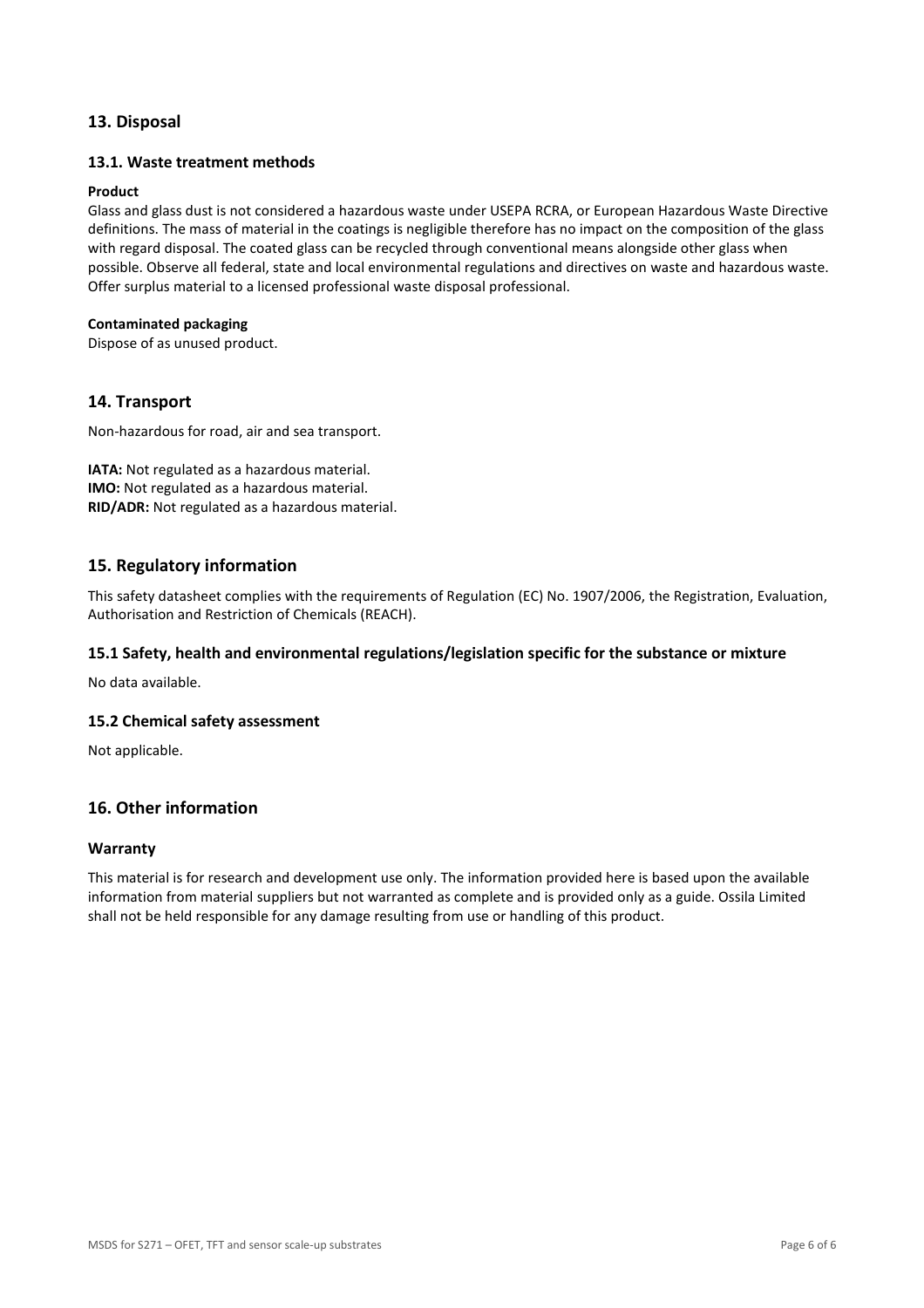## 13. Disposal

### 13.1. Waste treatment methods

**Product**

Glass and glass dust is not considered a hazardous waste under USEPA RCRA, or European Hazardous Waste Directive definitions. The mass of material in the coatings is negligible therefore has no impact on the composition of the glass with regard disposal. The coated glass can be recycled through conventional means alongside other glass when possible. Observe all federal, state and local environmental regulations and directives on waste and hazardous waste. Offer surplus material to a licensed professional waste disposal professional.

**Contaminated packaging**

Dispose of as unused product.

## 14. Transport

Non-hazardous for road, air and sea transport.

**IATA:** Not regulated as a hazardous material.
**IMO:** Not regulated as a hazardous material.
**RID/ADR:** Not regulated as a hazardous material.

## 15. Regulatory information

This safety datasheet complies with the requirements of Regulation (EC) No. 1907/2006, the Registration, Evaluation, Authorisation and Restriction of Chemicals (REACH).

### 15.1 Safety, health and environmental regulations/legislation specific for the substance or mixture

No data available.

### 15.2 Chemical safety assessment

Not applicable.

## 16. Other information

### Warranty

This material is for research and development use only. The information provided here is based upon the available information from material suppliers but not warranted as complete and is provided only as a guide. Ossila Limited shall not be held responsible for any damage resulting from use or handling of this product.